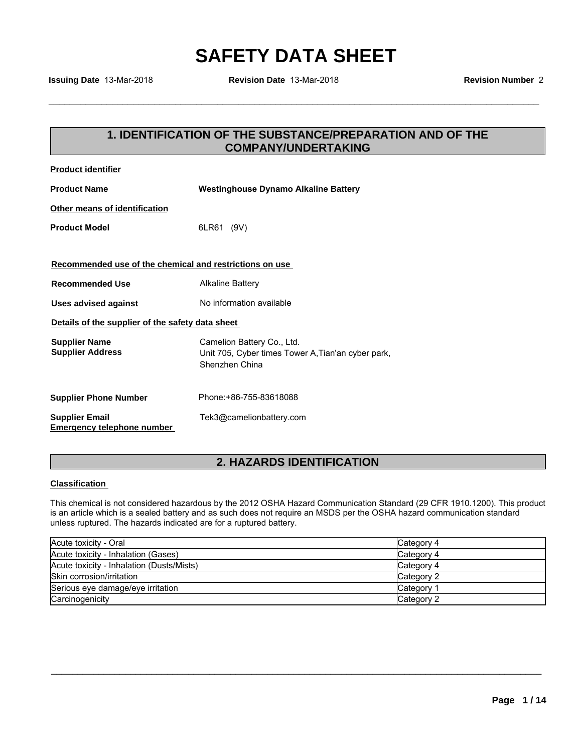# SAFETY DATA SHEET

**Issuing Date** 13-Mar-2018 **Revision Date** 13-Mar-2018 **Revision Number** 2

## 1. IDENTIFICATION OF THE SUBSTANCE/PREPARATION AND OF THE COMPANY/UNDERTAKING

**Product identifier**

**Product Name** **Westinghouse Dynamo Alkaline Battery**

**Other means of identification**

**Product Model** 6LR61 (9V)

**Recommended use of the chemical and restrictions on use**

**Recommended Use** Alkaline Battery

**Uses advised against** No information available

**Details of the supplier of the safety data sheet**

**Supplier Name** Camelion Battery Co., Ltd.
**Supplier Address** Unit 705, Cyber times Tower A,Tian'an cyber park, Shenzhen China

**Supplier Phone Number** Phone:+86-755-83618088

**Supplier Email** Tek3@camelionbattery.com
**Emergency telephone number**

## 2. HAZARDS IDENTIFICATION

**Classification**

This chemical is not considered hazardous by the 2012 OSHA Hazard Communication Standard (29 CFR 1910.1200). This product is an article which is a sealed battery and as such does not require an MSDS per the OSHA hazard communication standard unless ruptured. The hazards indicated are for a ruptured battery.

| | |
|---|---|
| Acute toxicity - Oral | Category 4 |
| Acute toxicity - Inhalation (Gases) | Category 4 |
| Acute toxicity - Inhalation (Dusts/Mists) | Category 4 |
| Skin corrosion/irritation | Category 2 |
| Serious eye damage/eye irritation | Category 1 |
| Carcinogenicity | Category 2 |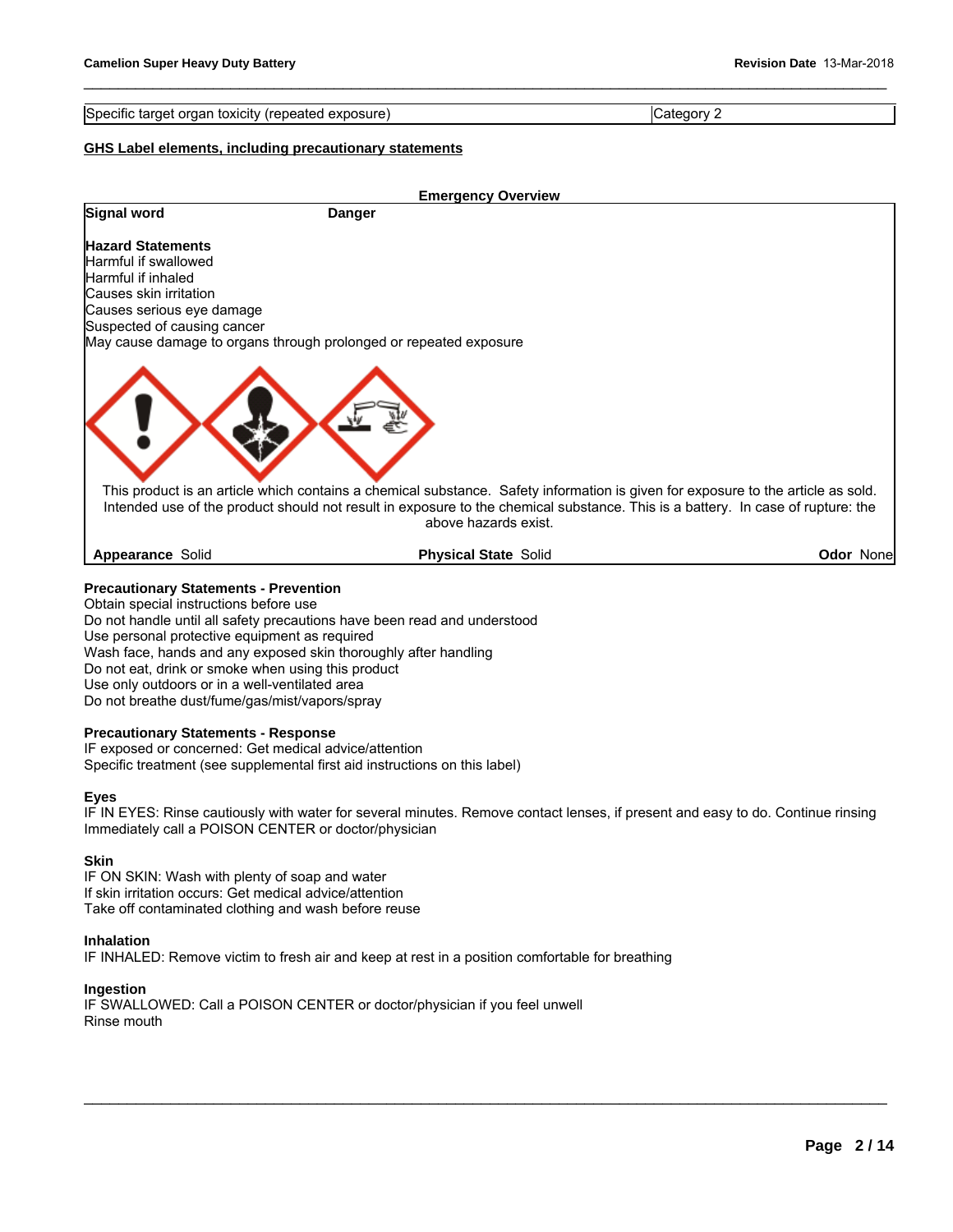| Specific target organ toxicity (repeated exposure) | Category 2 |
| --- | --- |

**GHS Label elements, including precautionary statements**

**Emergency Overview**

**Signal word** **Danger**

**Hazard Statements**
Harmful if swallowed
Harmful if inhaled
Causes skin irritation
Causes serious eye damage
Suspected of causing cancer
May cause damage to organs through prolonged or repeated exposure

This product is an article which contains a chemical substance. Safety information is given for exposure to the article as sold. Intended use of the product should not result in exposure to the chemical substance. This is a battery. In case of rupture: the above hazards exist.

**Appearance** Solid **Physical State** Solid **Odor** None

**Precautionary Statements - Prevention**
Obtain special instructions before use
Do not handle until all safety precautions have been read and understood
Use personal protective equipment as required
Wash face, hands and any exposed skin thoroughly after handling
Do not eat, drink or smoke when using this product
Use only outdoors or in a well-ventilated area
Do not breathe dust/fume/gas/mist/vapors/spray

**Precautionary Statements - Response**
IF exposed or concerned: Get medical advice/attention
Specific treatment (see supplemental first aid instructions on this label)

**Eyes**
IF IN EYES: Rinse cautiously with water for several minutes. Remove contact lenses, if present and easy to do. Continue rinsing
Immediately call a POISON CENTER or doctor/physician

**Skin**
IF ON SKIN: Wash with plenty of soap and water
If skin irritation occurs: Get medical advice/attention
Take off contaminated clothing and wash before reuse

**Inhalation**
IF INHALED: Remove victim to fresh air and keep at rest in a position comfortable for breathing

**Ingestion**
IF SWALLOWED: Call a POISON CENTER or doctor/physician if you feel unwell
Rinse mouth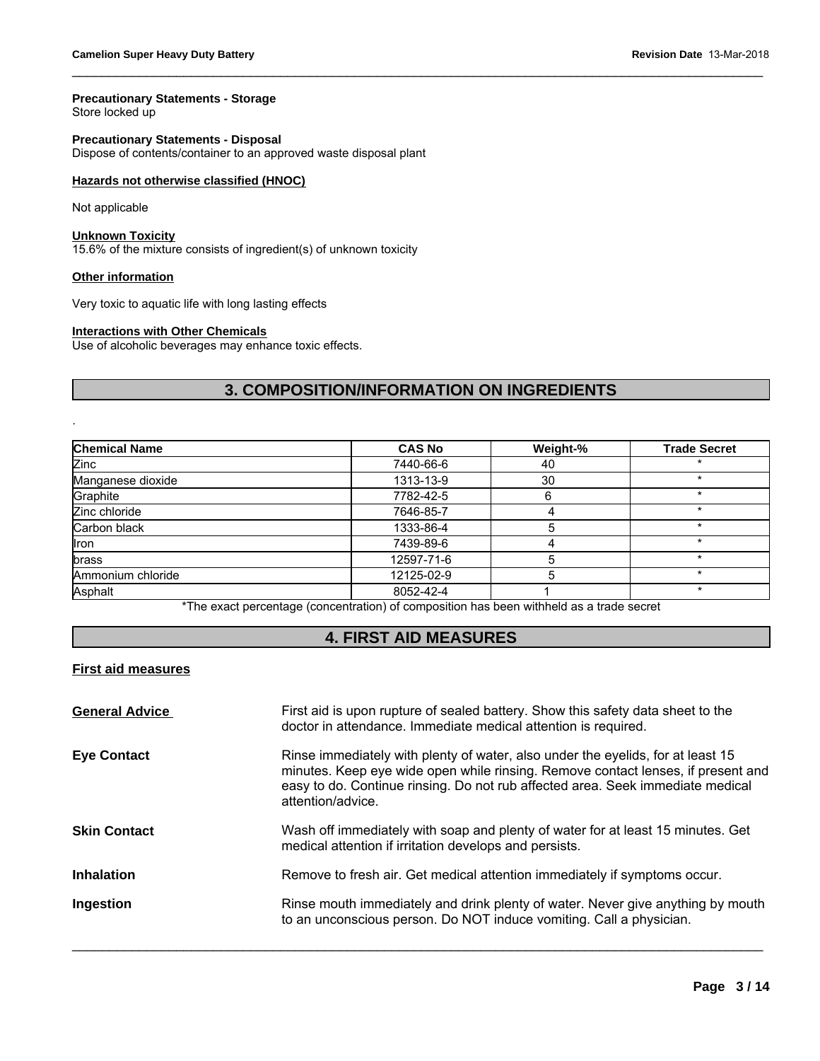**Precautionary Statements - Storage**
Store locked up

**Precautionary Statements - Disposal**
Dispose of contents/container to an approved waste disposal plant

**Hazards not otherwise classified (HNOC)**

Not applicable

**Unknown Toxicity**
15.6% of the mixture consists of ingredient(s) of unknown toxicity

**Other information**

Very toxic to aquatic life with long lasting effects

**Interactions with Other Chemicals**
Use of alcoholic beverages may enhance toxic effects.

## 3. COMPOSITION/INFORMATION ON INGREDIENTS

.

| Chemical Name | CAS No | Weight-% | Trade Secret |
|---|---|---|---|
| Zinc | 7440-66-6 | 40 | * |
| Manganese dioxide | 1313-13-9 | 30 | * |
| Graphite | 7782-42-5 | 6 | * |
| Zinc chloride | 7646-85-7 | 4 | * |
| Carbon black | 1333-86-4 | 5 | * |
| Iron | 7439-89-6 | 4 | * |
| brass | 12597-71-6 | 5 | * |
| Ammonium chloride | 12125-02-9 | 5 | * |
| Asphalt | 8052-42-4 | 1 | * |

*The exact percentage (concentration) of composition has been withheld as a trade secret

## 4. FIRST AID MEASURES

**First aid measures**

**General Advice**
First aid is upon rupture of sealed battery. Show this safety data sheet to the doctor in attendance. Immediate medical attention is required.

**Eye Contact**
Rinse immediately with plenty of water, also under the eyelids, for at least 15 minutes. Keep eye wide open while rinsing. Remove contact lenses, if present and easy to do. Continue rinsing. Do not rub affected area. Seek immediate medical attention/advice.

**Skin Contact**
Wash off immediately with soap and plenty of water for at least 15 minutes. Get medical attention if irritation develops and persists.

**Inhalation**
Remove to fresh air. Get medical attention immediately if symptoms occur.

**Ingestion**
Rinse mouth immediately and drink plenty of water. Never give anything by mouth to an unconscious person. Do NOT induce vomiting. Call a physician.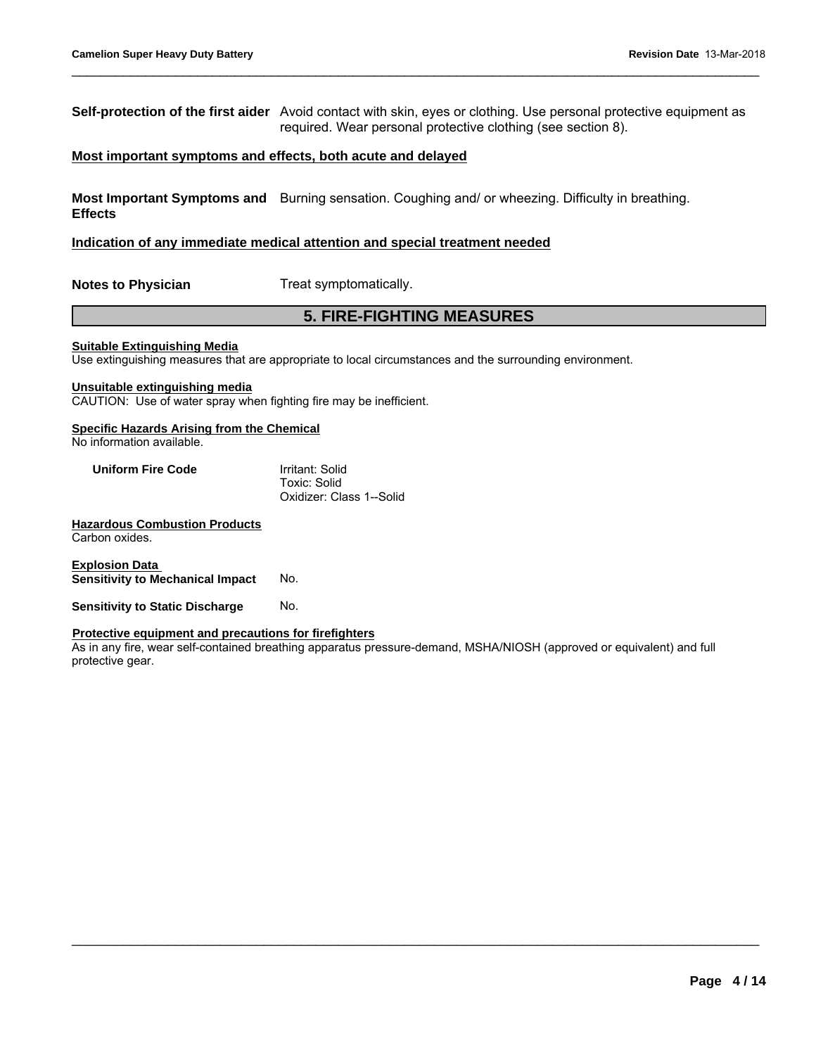**Self-protection of the first aider** Avoid contact with skin, eyes or clothing. Use personal protective equipment as required. Wear personal protective clothing (see section 8).

**Most important symptoms and effects, both acute and delayed**

**Most Important Symptoms and Effects** Burning sensation. Coughing and/ or wheezing. Difficulty in breathing.

**Indication of any immediate medical attention and special treatment needed**

**Notes to Physician** Treat symptomatically.

## 5. FIRE-FIGHTING MEASURES

**Suitable Extinguishing Media**
Use extinguishing measures that are appropriate to local circumstances and the surrounding environment.

**Unsuitable extinguishing media**
CAUTION: Use of water spray when fighting fire may be inefficient.

**Specific Hazards Arising from the Chemical**
No information available.

**Uniform Fire Code** Irritant: Solid
Toxic: Solid
Oxidizer: Class 1--Solid

**Hazardous Combustion Products**
Carbon oxides.

**Explosion Data**
**Sensitivity to Mechanical Impact** No.

**Sensitivity to Static Discharge** No.

**Protective equipment and precautions for firefighters**
As in any fire, wear self-contained breathing apparatus pressure-demand, MSHA/NIOSH (approved or equivalent) and full protective gear.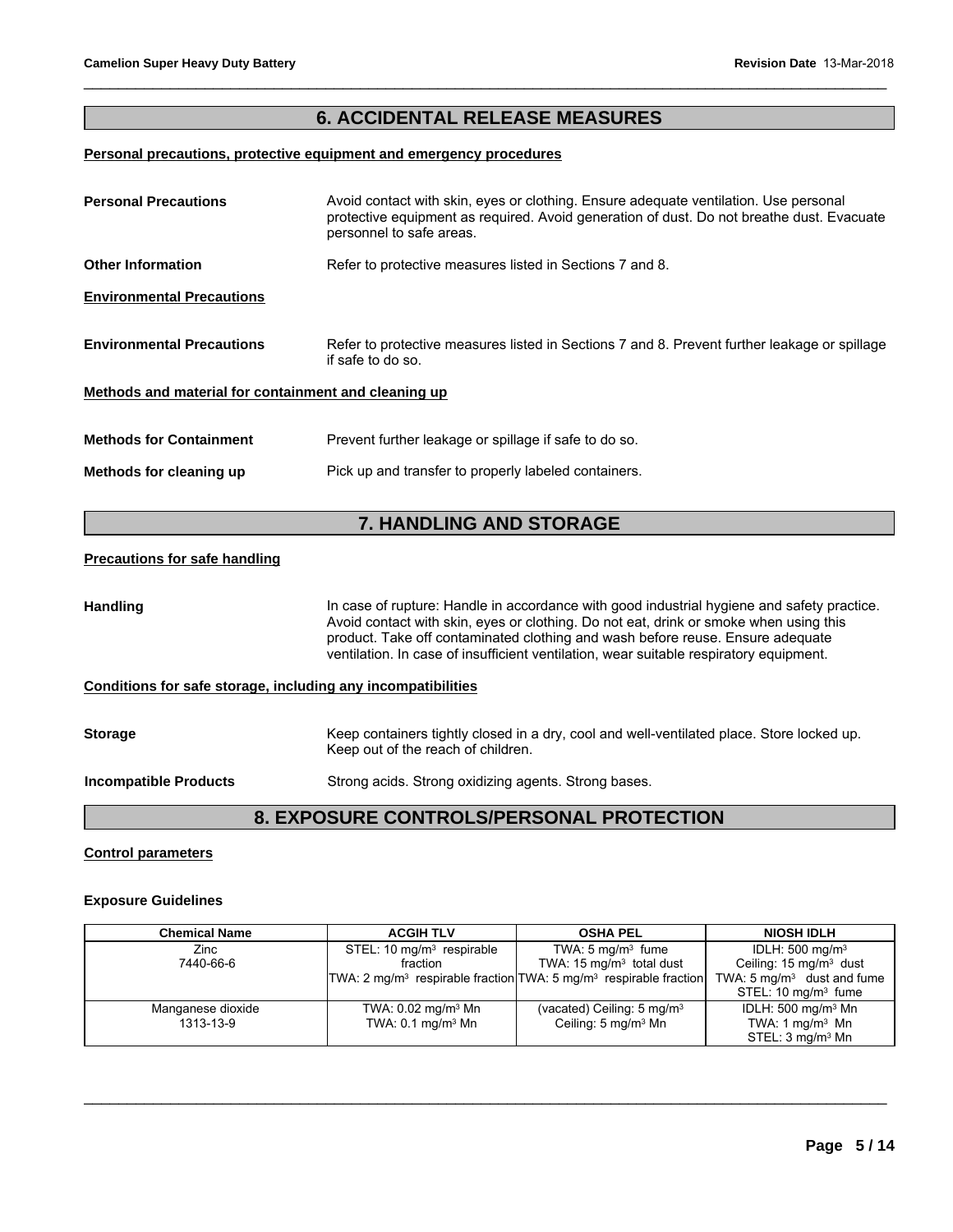## 6. ACCIDENTAL RELEASE MEASURES

**Personal precautions, protective equipment and emergency procedures**

**Personal Precautions** — Avoid contact with skin, eyes or clothing. Ensure adequate ventilation. Use personal protective equipment as required. Avoid generation of dust. Do not breathe dust. Evacuate personnel to safe areas.

**Other Information** — Refer to protective measures listed in Sections 7 and 8.

**Environmental Precautions**

**Environmental Precautions** — Refer to protective measures listed in Sections 7 and 8. Prevent further leakage or spillage if safe to do so.

**Methods and material for containment and cleaning up**

**Methods for Containment** — Prevent further leakage or spillage if safe to do so.

**Methods for cleaning up** — Pick up and transfer to properly labeled containers.

## 7. HANDLING AND STORAGE

**Precautions for safe handling**

**Handling** — In case of rupture: Handle in accordance with good industrial hygiene and safety practice. Avoid contact with skin, eyes or clothing. Do not eat, drink or smoke when using this product. Take off contaminated clothing and wash before reuse. Ensure adequate ventilation. In case of insufficient ventilation, wear suitable respiratory equipment.

**Conditions for safe storage, including any incompatibilities**

**Storage** — Keep containers tightly closed in a dry, cool and well-ventilated place. Store locked up. Keep out of the reach of children.

**Incompatible Products** — Strong acids. Strong oxidizing agents. Strong bases.

## 8. EXPOSURE CONTROLS/PERSONAL PROTECTION

**Control parameters**

**Exposure Guidelines**

| Chemical Name | ACGIH TLV | OSHA PEL | NIOSH IDLH |
|---|---|---|---|
| Zinc<br>7440-66-6 | STEL: 10 mg/m³ respirable fraction<br>TWA: 2 mg/m³ respirable fraction | TWA: 5 mg/m³ fume<br>TWA: 15 mg/m³ total dust<br>TWA: 5 mg/m³ respirable fraction | IDLH: 500 mg/m³<br>Ceiling: 15 mg/m³ dust<br>TWA: 5 mg/m³ dust and fume<br>STEL: 10 mg/m³ fume |
| Manganese dioxide<br>1313-13-9 | TWA: 0.02 mg/m³ Mn<br>TWA: 0.1 mg/m³ Mn | (vacated) Ceiling: 5 mg/m³<br>Ceiling: 5 mg/m³ Mn | IDLH: 500 mg/m³ Mn<br>TWA: 1 mg/m³ Mn<br>STEL: 3 mg/m³ Mn |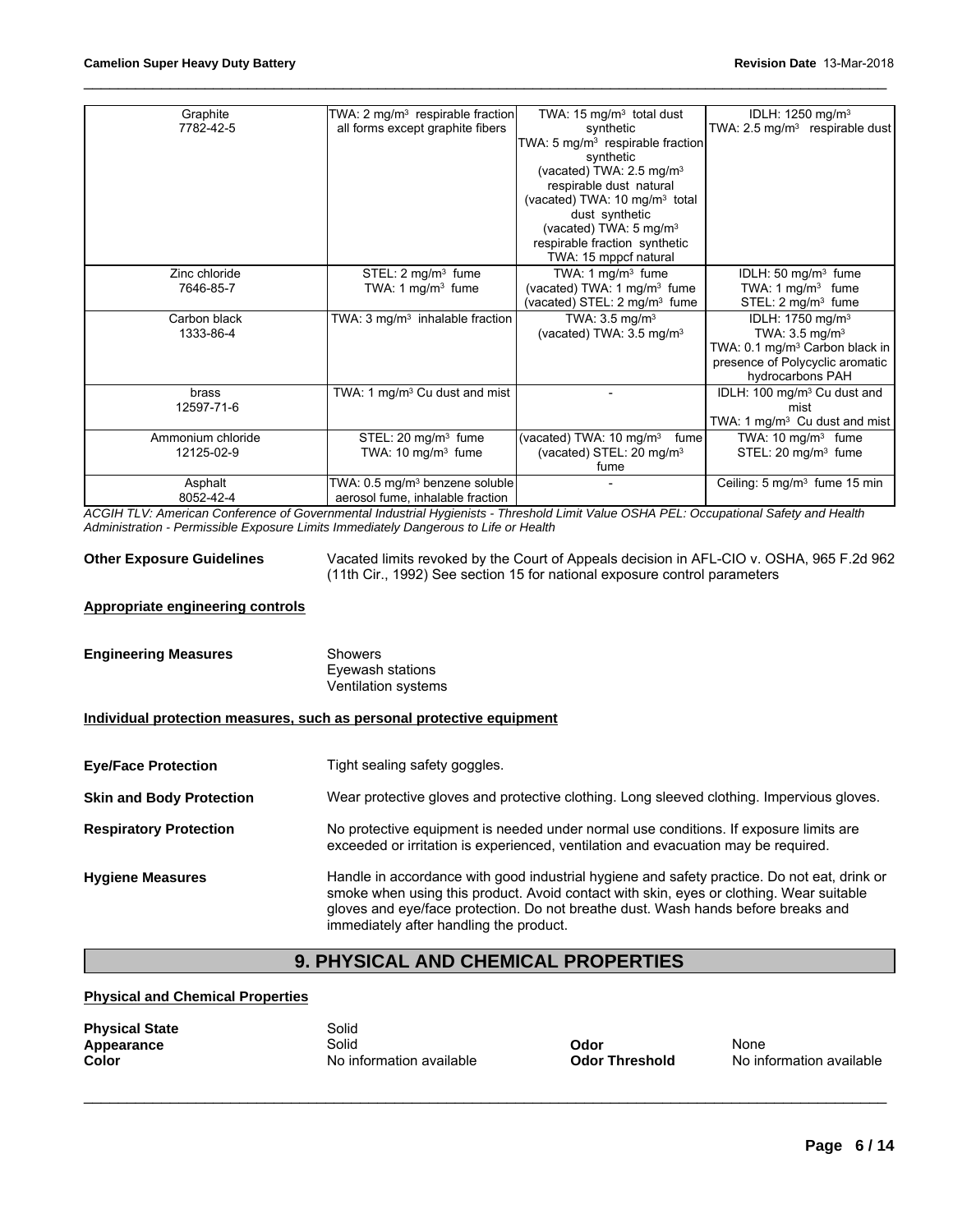| Graphite<br>7782-42-5 | TWA: 2 mg/m³ respirable fraction all forms except graphite fibers | TWA: 15 mg/m³ total dust synthetic<br>TWA: 5 mg/m³ respirable fraction synthetic<br>(vacated) TWA: 2.5 mg/m³ respirable dust natural<br>(vacated) TWA: 10 mg/m³ total dust synthetic<br>(vacated) TWA: 5 mg/m³ respirable fraction synthetic<br>TWA: 15 mppcf natural | IDLH: 1250 mg/m³<br>TWA: 2.5 mg/m³ respirable dust |
|---|---|---|---|
| Zinc chloride<br>7646-85-7 | STEL: 2 mg/m³ fume<br>TWA: 1 mg/m³ fume | TWA: 1 mg/m³ fume<br>(vacated) TWA: 1 mg/m³ fume<br>(vacated) STEL: 2 mg/m³ fume | IDLH: 50 mg/m³ fume<br>TWA: 1 mg/m³ fume<br>STEL: 2 mg/m³ fume |
| Carbon black<br>1333-86-4 | TWA: 3 mg/m³ inhalable fraction | TWA: 3.5 mg/m³<br>(vacated) TWA: 3.5 mg/m³ | IDLH: 1750 mg/m³<br>TWA: 3.5 mg/m³<br>TWA: 0.1 mg/m³ Carbon black in presence of Polycyclic aromatic hydrocarbons PAH |
| brass<br>12597-71-6 | TWA: 1 mg/m³ Cu dust and mist | - | IDLH: 100 mg/m³ Cu dust and mist<br>TWA: 1 mg/m³ Cu dust and mist |
| Ammonium chloride<br>12125-02-9 | STEL: 20 mg/m³ fume<br>TWA: 10 mg/m³ fume | (vacated) TWA: 10 mg/m³ fume<br>(vacated) STEL: 20 mg/m³ fume | TWA: 10 mg/m³ fume<br>STEL: 20 mg/m³ fume |
| Asphalt<br>8052-42-4 | TWA: 0.5 mg/m³ benzene soluble aerosol fume, inhalable fraction | - | Ceiling: 5 mg/m³ fume 15 min |

*ACGIH TLV: American Conference of Governmental Industrial Hygienists - Threshold Limit Value OSHA PEL: Occupational Safety and Health Administration - Permissible Exposure Limits Immediately Dangerous to Life or Health*

**Other Exposure Guidelines** Vacated limits revoked by the Court of Appeals decision in AFL-CIO v. OSHA, 965 F.2d 962 (11th Cir., 1992) See section 15 for national exposure control parameters

**Appropriate engineering controls**

**Engineering Measures**
Showers
Eyewash stations
Ventilation systems

**Individual protection measures, such as personal protective equipment**

**Eye/Face Protection** Tight sealing safety goggles.

**Skin and Body Protection** Wear protective gloves and protective clothing. Long sleeved clothing. Impervious gloves.

**Respiratory Protection** No protective equipment is needed under normal use conditions. If exposure limits are exceeded or irritation is experienced, ventilation and evacuation may be required.

**Hygiene Measures** Handle in accordance with good industrial hygiene and safety practice. Do not eat, drink or smoke when using this product. Avoid contact with skin, eyes or clothing. Wear suitable gloves and eye/face protection. Do not breathe dust. Wash hands before breaks and immediately after handling the product.

## 9. PHYSICAL AND CHEMICAL PROPERTIES

**Physical and Chemical Properties**

| | | | |
|---|---|---|---|
| **Physical State** | Solid | | |
| **Appearance** | Solid | **Odor** | None |
| **Color** | No information available | **Odor Threshold** | No information available |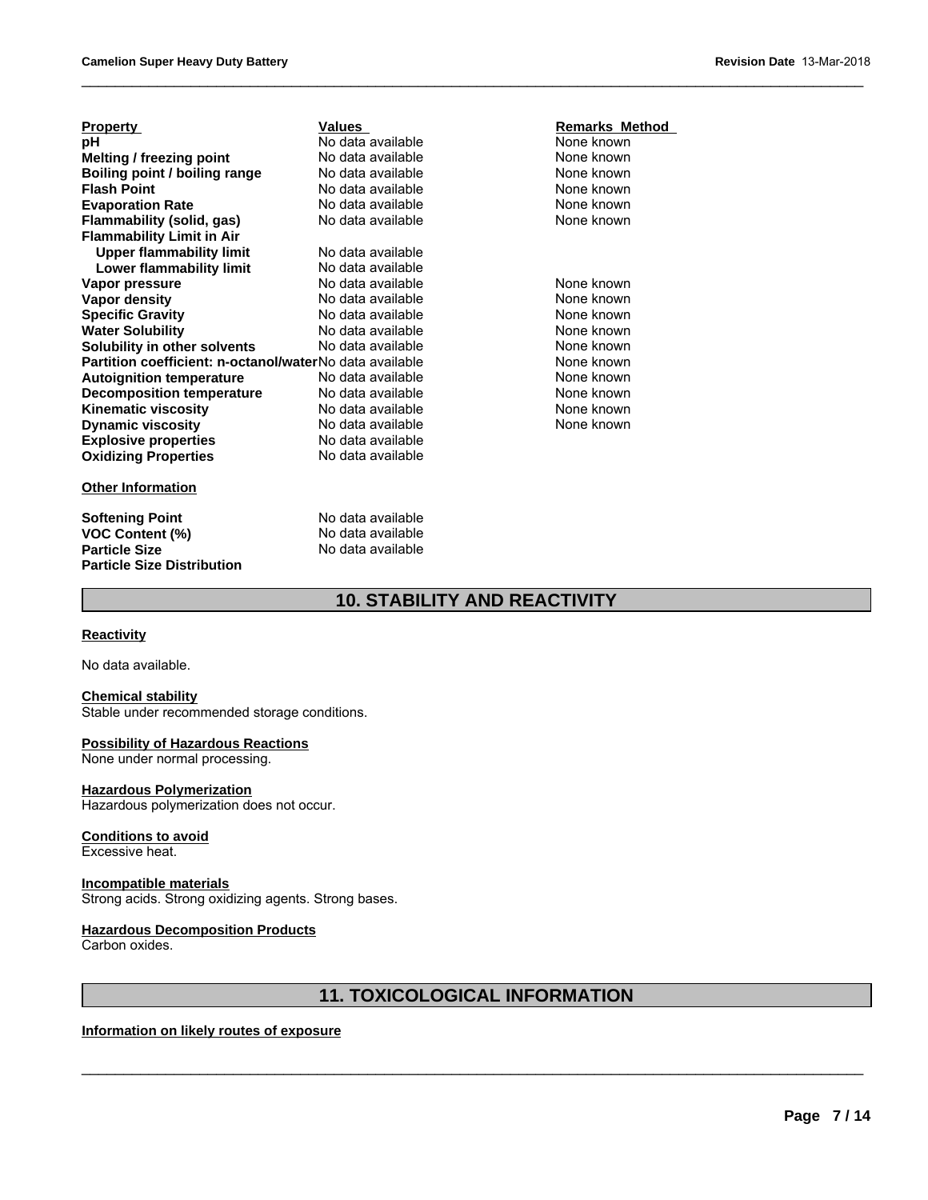| Property | Values | Remarks Method |
| --- | --- | --- |
| **pH** | No data available | None known |
| **Melting / freezing point** | No data available | None known |
| **Boiling point / boiling range** | No data available | None known |
| **Flash Point** | No data available | None known |
| **Evaporation Rate** | No data available | None known |
| **Flammability (solid, gas)** | No data available | None known |
| **Flammability Limit in Air** | | |
| **Upper flammability limit** | No data available | |
| **Lower flammability limit** | No data available | |
| **Vapor pressure** | No data available | None known |
| **Vapor density** | No data available | None known |
| **Specific Gravity** | No data available | None known |
| **Water Solubility** | No data available | None known |
| **Solubility in other solvents** | No data available | None known |
| **Partition coefficient: n-octanol/water** | No data available | None known |
| **Autoignition temperature** | No data available | None known |
| **Decomposition temperature** | No data available | None known |
| **Kinematic viscosity** | No data available | None known |
| **Dynamic viscosity** | No data available | None known |
| **Explosive properties** | No data available | |
| **Oxidizing Properties** | No data available | |

**Other Information**

| | |
| --- | --- |
| **Softening Point** | No data available |
| **VOC Content (%)** | No data available |
| **Particle Size** | No data available |
| **Particle Size Distribution** | |

## 10. STABILITY AND REACTIVITY

**Reactivity**

No data available.

**Chemical stability**

Stable under recommended storage conditions.

**Possibility of Hazardous Reactions**

None under normal processing.

**Hazardous Polymerization**

Hazardous polymerization does not occur.

**Conditions to avoid**

Excessive heat.

**Incompatible materials**

Strong acids. Strong oxidizing agents. Strong bases.

**Hazardous Decomposition Products**

Carbon oxides.

## 11. TOXICOLOGICAL INFORMATION

**Information on likely routes of exposure**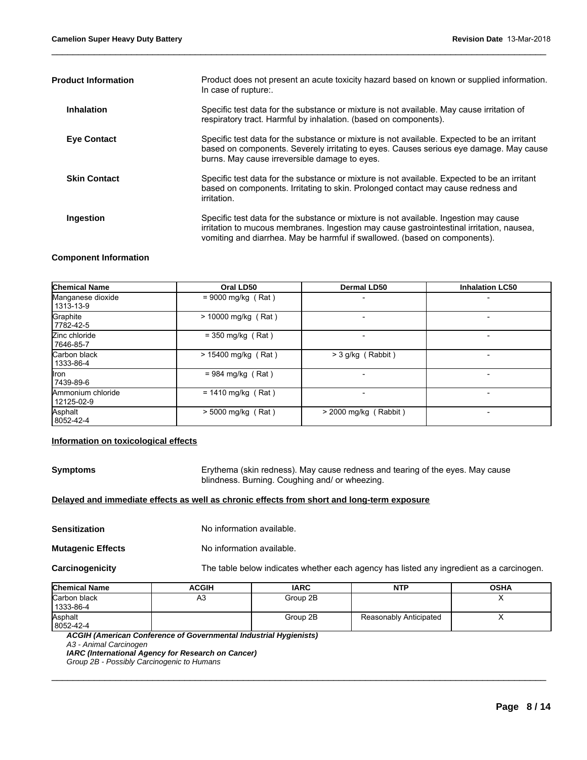**Product Information**

Product does not present an acute toxicity hazard based on known or supplied information. In case of rupture:.

**Inhalation**

Specific test data for the substance or mixture is not available. May cause irritation of respiratory tract. Harmful by inhalation. (based on components).

**Eye Contact**

Specific test data for the substance or mixture is not available. Expected to be an irritant based on components. Severely irritating to eyes. Causes serious eye damage. May cause burns. May cause irreversible damage to eyes.

**Skin Contact**

Specific test data for the substance or mixture is not available. Expected to be an irritant based on components. Irritating to skin. Prolonged contact may cause redness and irritation.

**Ingestion**

Specific test data for the substance or mixture is not available. Ingestion may cause irritation to mucous membranes. Ingestion may cause gastrointestinal irritation, nausea, vomiting and diarrhea. May be harmful if swallowed. (based on components).

**Component Information**

| Chemical Name | Oral LD50 | Dermal LD50 | Inhalation LC50 |
|---|---|---|---|
| Manganese dioxide 1313-13-9 | = 9000 mg/kg ( Rat ) | - | - |
| Graphite 7782-42-5 | > 10000 mg/kg ( Rat ) | - | - |
| Zinc chloride 7646-85-7 | = 350 mg/kg ( Rat ) | - | - |
| Carbon black 1333-86-4 | > 15400 mg/kg ( Rat ) | > 3 g/kg ( Rabbit ) | - |
| Iron 7439-89-6 | = 984 mg/kg ( Rat ) | - | - |
| Ammonium chloride 12125-02-9 | = 1410 mg/kg ( Rat ) | - | - |
| Asphalt 8052-42-4 | > 5000 mg/kg ( Rat ) | > 2000 mg/kg ( Rabbit ) | - |

**Information on toxicological effects**

**Symptoms**

Erythema (skin redness). May cause redness and tearing of the eyes. May cause blindness. Burning. Coughing and/ or wheezing.

**Delayed and immediate effects as well as chronic effects from short and long-term exposure**

**Sensitization**

No information available.

**Mutagenic Effects**

No information available.

**Carcinogenicity**

The table below indicates whether each agency has listed any ingredient as a carcinogen.

| Chemical Name | ACGIH | IARC | NTP | OSHA |
|---|---|---|---|---|
| Carbon black 1333-86-4 | A3 | Group 2B | | X |
| Asphalt 8052-42-4 | | Group 2B | Reasonably Anticipated | X |

***ACGIH (American Conference of Governmental Industrial Hygienists)***
*A3 - Animal Carcinogen*
***IARC (International Agency for Research on Cancer)***
*Group 2B - Possibly Carcinogenic to Humans*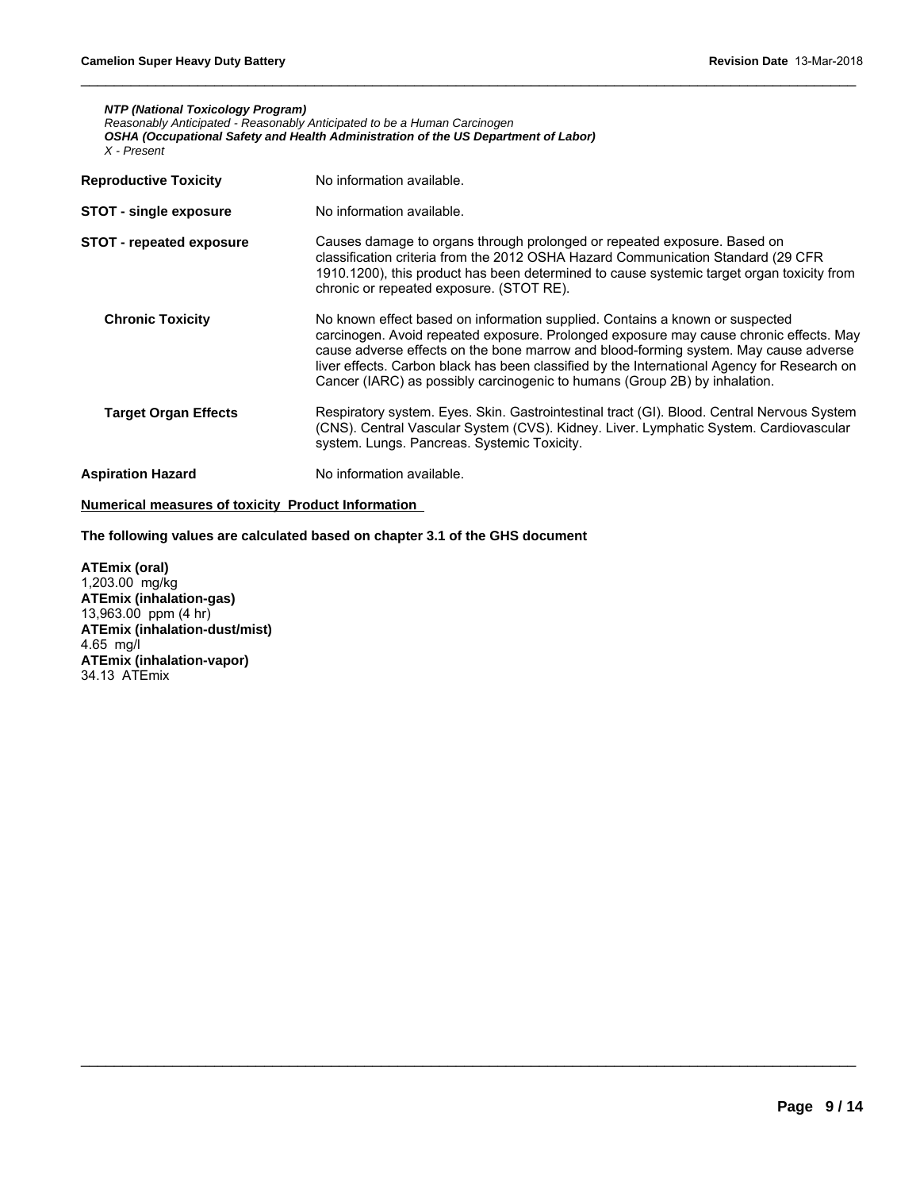***NTP (National Toxicology Program)***
*Reasonably Anticipated - Reasonably Anticipated to be a Human Carcinogen*
***OSHA (Occupational Safety and Health Administration of the US Department of Labor)***
*X - Present*

**Reproductive Toxicity** No information available.

**STOT - single exposure** No information available.

**STOT - repeated exposure** Causes damage to organs through prolonged or repeated exposure. Based on classification criteria from the 2012 OSHA Hazard Communication Standard (29 CFR 1910.1200), this product has been determined to cause systemic target organ toxicity from chronic or repeated exposure. (STOT RE).

**Chronic Toxicity** No known effect based on information supplied. Contains a known or suspected carcinogen. Avoid repeated exposure. Prolonged exposure may cause chronic effects. May cause adverse effects on the bone marrow and blood-forming system. May cause adverse liver effects. Carbon black has been classified by the International Agency for Research on Cancer (IARC) as possibly carcinogenic to humans (Group 2B) by inhalation.

**Target Organ Effects** Respiratory system. Eyes. Skin. Gastrointestinal tract (GI). Blood. Central Nervous System (CNS). Central Vascular System (CVS). Kidney. Liver. Lymphatic System. Cardiovascular system. Lungs. Pancreas. Systemic Toxicity.

**Aspiration Hazard** No information available.

**Numerical measures of toxicity Product Information**

**The following values are calculated based on chapter 3.1 of the GHS document**

**ATEmix (oral)**
1,203.00 mg/kg
**ATEmix (inhalation-gas)**
13,963.00 ppm (4 hr)
**ATEmix (inhalation-dust/mist)**
4.65 mg/l
**ATEmix (inhalation-vapor)**
34.13 ATEmix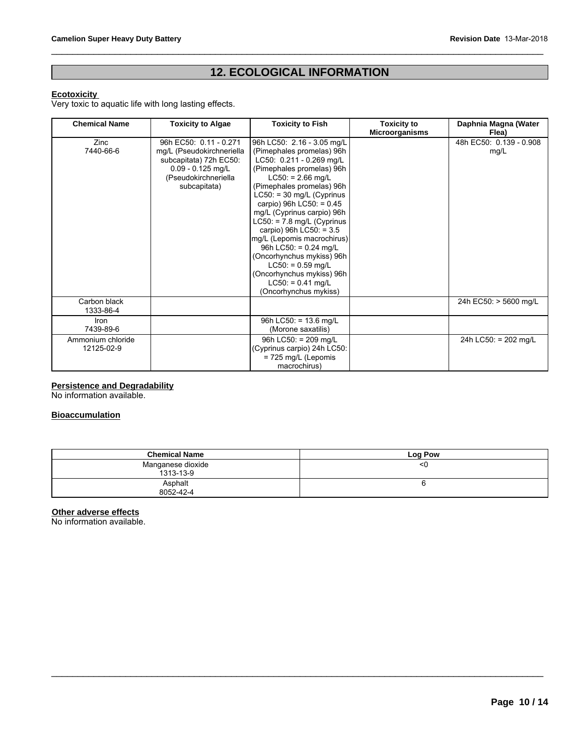## 12. ECOLOGICAL INFORMATION

**Ecotoxicity**

Very toxic to aquatic life with long lasting effects.

| Chemical Name | Toxicity to Algae | Toxicity to Fish | Toxicity to Microorganisms | Daphnia Magna (Water Flea) |
|---|---|---|---|---|
| Zinc<br>7440-66-6 | 96h EC50: 0.11 - 0.271 mg/L (Pseudokirchneriella subcapitata) 72h EC50: 0.09 - 0.125 mg/L (Pseudokirchneriella subcapitata) | 96h LC50: 2.16 - 3.05 mg/L (Pimephales promelas) 96h LC50: 0.211 - 0.269 mg/L (Pimephales promelas) 96h LC50: = 2.66 mg/L (Pimephales promelas) 96h LC50: = 30 mg/L (Cyprinus carpio) 96h LC50: = 0.45 mg/L (Cyprinus carpio) 96h LC50: = 7.8 mg/L (Cyprinus carpio) 96h LC50: = 3.5 mg/L (Lepomis macrochirus) 96h LC50: = 0.24 mg/L (Oncorhynchus mykiss) 96h LC50: = 0.59 mg/L (Oncorhynchus mykiss) 96h LC50: = 0.41 mg/L (Oncorhynchus mykiss) | | 48h EC50: 0.139 - 0.908 mg/L |
| Carbon black<br>1333-86-4 | | | | 24h EC50: > 5600 mg/L |
| Iron<br>7439-89-6 | | 96h LC50: = 13.6 mg/L (Morone saxatilis) | | |
| Ammonium chloride<br>12125-02-9 | | 96h LC50: = 209 mg/L (Cyprinus carpio) 24h LC50: = 725 mg/L (Lepomis macrochirus) | | 24h LC50: = 202 mg/L |

**Persistence and Degradability**

No information available.

**Bioaccumulation**

| Chemical Name | Log Pow |
|---|---|
| Manganese dioxide<br>1313-13-9 | <0 |
| Asphalt<br>8052-42-4 | 6 |

**Other adverse effects**

No information available.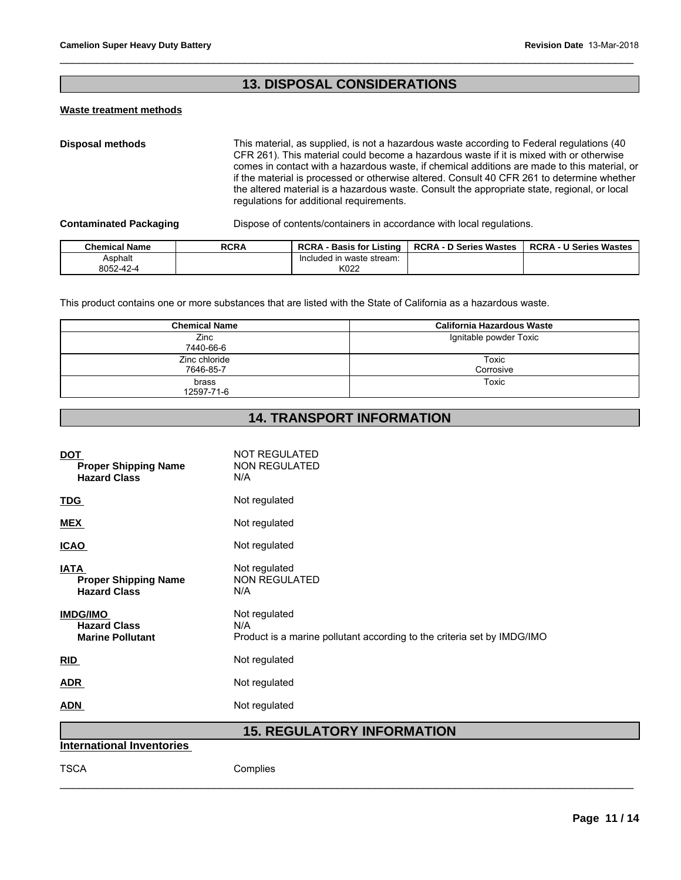## 13. DISPOSAL CONSIDERATIONS

**Waste treatment methods**

**Disposal methods** This material, as supplied, is not a hazardous waste according to Federal regulations (40 CFR 261). This material could become a hazardous waste if it is mixed with or otherwise comes in contact with a hazardous waste, if chemical additions are made to this material, or if the material is processed or otherwise altered. Consult 40 CFR 261 to determine whether the altered material is a hazardous waste. Consult the appropriate state, regional, or local regulations for additional requirements.

**Contaminated Packaging** Dispose of contents/containers in accordance with local regulations.

| Chemical Name | RCRA | RCRA - Basis for Listing | RCRA - D Series Wastes | RCRA - U Series Wastes |
|---|---|---|---|---|
| Asphalt 8052-42-4 | | Included in waste stream: K022 | | |

This product contains one or more substances that are listed with the State of California as a hazardous waste.

| Chemical Name | California Hazardous Waste |
|---|---|
| Zinc 7440-66-6 | Ignitable powder Toxic |
| Zinc chloride 7646-85-7 | Toxic Corrosive |
| brass 12597-71-6 | Toxic |

## 14. TRANSPORT INFORMATION

**DOT** NOT REGULATED
- **Proper Shipping Name** NON REGULATED
- **Hazard Class** N/A

**TDG** Not regulated

**MEX** Not regulated

**ICAO** Not regulated

**IATA** Not regulated
- **Proper Shipping Name** NON REGULATED
- **Hazard Class** N/A

**IMDG/IMO** Not regulated
- **Hazard Class** N/A
- **Marine Pollutant** Product is a marine pollutant according to the criteria set by IMDG/IMO

**RID** Not regulated

**ADR** Not regulated

**ADN** Not regulated

## 15. REGULATORY INFORMATION

**International Inventories**

TSCA Complies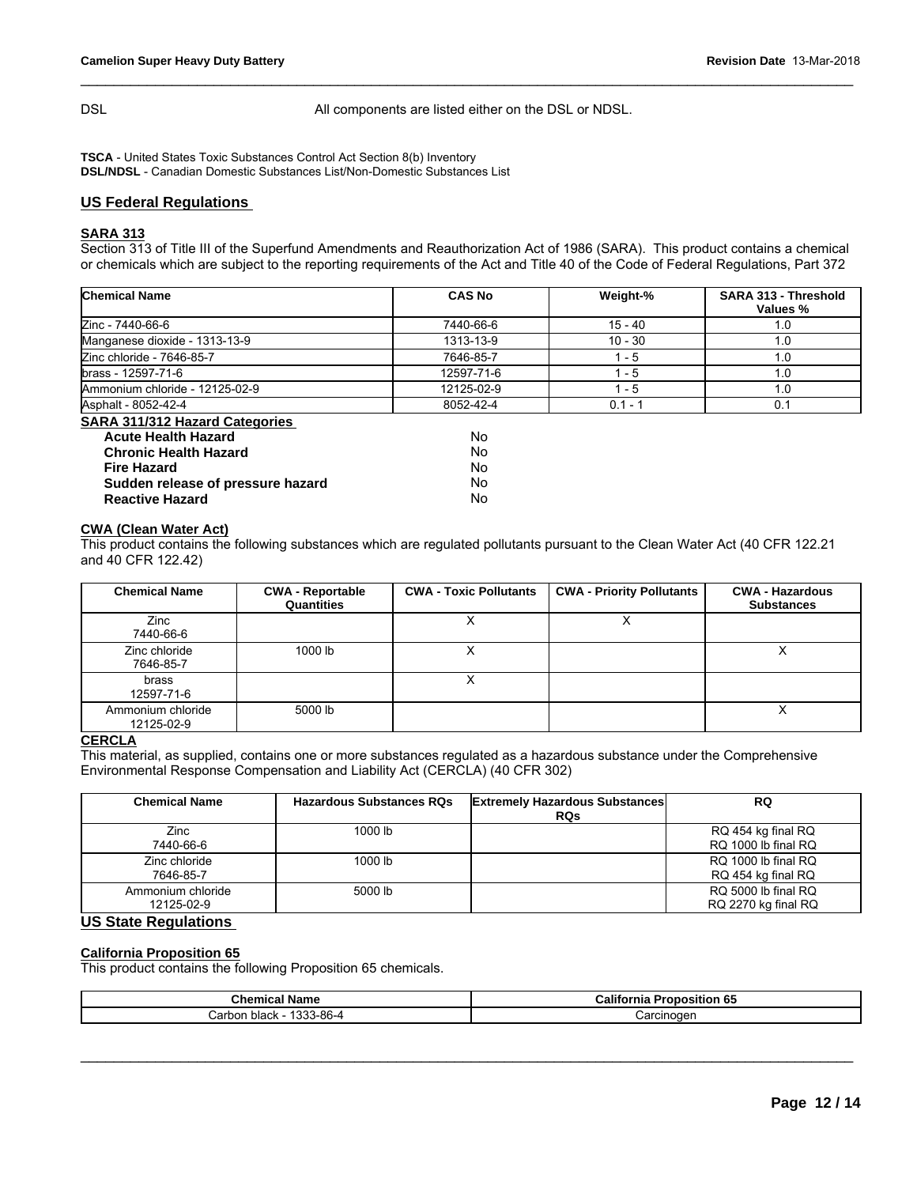DSL All components are listed either on the DSL or NDSL.

**TSCA** - United States Toxic Substances Control Act Section 8(b) Inventory
**DSL/NDSL** - Canadian Domestic Substances List/Non-Domestic Substances List

## US Federal Regulations

### SARA 313

Section 313 of Title III of the Superfund Amendments and Reauthorization Act of 1986 (SARA). This product contains a chemical or chemicals which are subject to the reporting requirements of the Act and Title 40 of the Code of Federal Regulations, Part 372

| Chemical Name | CAS No | Weight-% | SARA 313 - Threshold Values % |
|---|---|---|---|
| Zinc - 7440-66-6 | 7440-66-6 | 15 - 40 | 1.0 |
| Manganese dioxide - 1313-13-9 | 1313-13-9 | 10 - 30 | 1.0 |
| Zinc chloride - 7646-85-7 | 7646-85-7 | 1 - 5 | 1.0 |
| brass - 12597-71-6 | 12597-71-6 | 1 - 5 | 1.0 |
| Ammonium chloride - 12125-02-9 | 12125-02-9 | 1 - 5 | 1.0 |
| Asphalt - 8052-42-4 | 8052-42-4 | 0.1 - 1 | 0.1 |

### SARA 311/312 Hazard Categories

| | |
|---|---|
| **Acute Health Hazard** | No |
| **Chronic Health Hazard** | No |
| **Fire Hazard** | No |
| **Sudden release of pressure hazard** | No |
| **Reactive Hazard** | No |

### CWA (Clean Water Act)

This product contains the following substances which are regulated pollutants pursuant to the Clean Water Act (40 CFR 122.21 and 40 CFR 122.42)

| Chemical Name | CWA - Reportable Quantities | CWA - Toxic Pollutants | CWA - Priority Pollutants | CWA - Hazardous Substances |
|---|---|---|---|---|
| Zinc 7440-66-6 | | X | X | |
| Zinc chloride 7646-85-7 | 1000 lb | X | | X |
| brass 12597-71-6 | | X | | |
| Ammonium chloride 12125-02-9 | 5000 lb | | | X |

### CERCLA

This material, as supplied, contains one or more substances regulated as a hazardous substance under the Comprehensive Environmental Response Compensation and Liability Act (CERCLA) (40 CFR 302)

| Chemical Name | Hazardous Substances RQs | Extremely Hazardous Substances RQs | RQ |
|---|---|---|---|
| Zinc 7440-66-6 | 1000 lb | | RQ 454 kg final RQ RQ 1000 lb final RQ |
| Zinc chloride 7646-85-7 | 1000 lb | | RQ 1000 lb final RQ RQ 454 kg final RQ |
| Ammonium chloride 12125-02-9 | 5000 lb | | RQ 5000 lb final RQ RQ 2270 kg final RQ |

## US State Regulations

### California Proposition 65

This product contains the following Proposition 65 chemicals.

| Chemical Name | California Proposition 65 |
|---|---|
| Carbon black - 1333-86-4 | Carcinogen |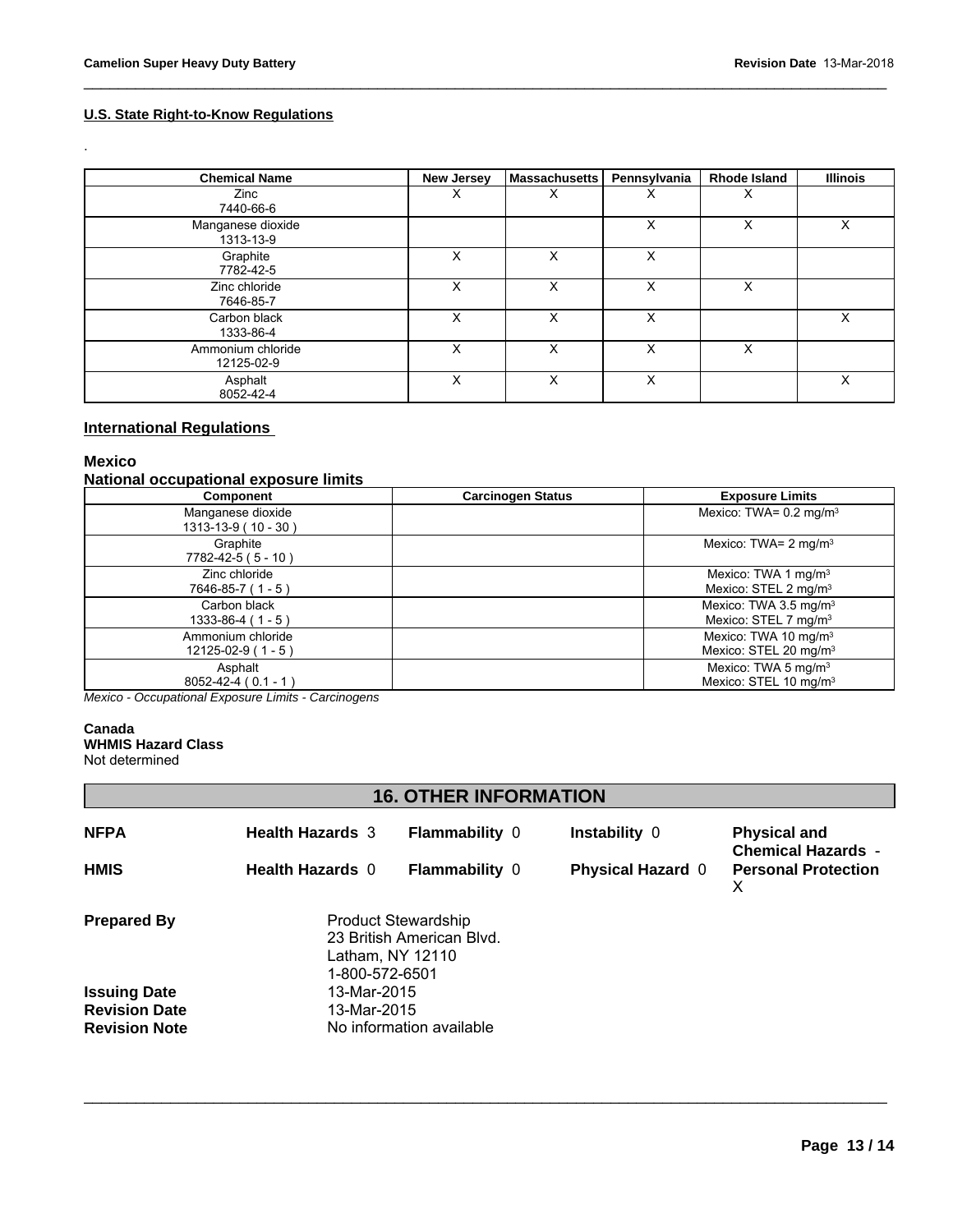**U.S. State Right-to-Know Regulations**

.

| Chemical Name | New Jersey | Massachusetts | Pennsylvania | Rhode Island | Illinois |
|---|---|---|---|---|---|
| Zinc<br>7440-66-6 | X | X | X | X | |
| Manganese dioxide<br>1313-13-9 | | | X | X | X |
| Graphite<br>7782-42-5 | X | X | X | | |
| Zinc chloride<br>7646-85-7 | X | X | X | X | |
| Carbon black<br>1333-86-4 | X | X | X | | X |
| Ammonium chloride<br>12125-02-9 | X | X | X | X | |
| Asphalt<br>8052-42-4 | X | X | X | | X |

**International Regulations**

**Mexico**
**National occupational exposure limits**

| Component | Carcinogen Status | Exposure Limits |
|---|---|---|
| Manganese dioxide<br>1313-13-9 ( 10 - 30 ) | | Mexico: TWA= 0.2 mg/m³ |
| Graphite<br>7782-42-5 ( 5 - 10 ) | | Mexico: TWA= 2 mg/m³ |
| Zinc chloride<br>7646-85-7 ( 1 - 5 ) | | Mexico: TWA 1 mg/m³<br>Mexico: STEL 2 mg/m³ |
| Carbon black<br>1333-86-4 ( 1 - 5 ) | | Mexico: TWA 3.5 mg/m³<br>Mexico: STEL 7 mg/m³ |
| Ammonium chloride<br>12125-02-9 ( 1 - 5 ) | | Mexico: TWA 10 mg/m³<br>Mexico: STEL 20 mg/m³ |
| Asphalt<br>8052-42-4 ( 0.1 - 1 ) | | Mexico: TWA 5 mg/m³<br>Mexico: STEL 10 mg/m³ |

*Mexico - Occupational Exposure Limits - Carcinogens*

**Canada**
**WHMIS Hazard Class**
Not determined

## 16. OTHER INFORMATION

| | | | | |
|---|---|---|---|---|
| **NFPA** | **Health Hazards** 3 | **Flammability** 0 | **Instability** 0 | **Physical and Chemical Hazards** - |
| **HMIS** | **Health Hazards** 0 | **Flammability** 0 | **Physical Hazard** 0 | **Personal Protection** X |

**Prepared By** Product Stewardship
23 British American Blvd.
Latham, NY 12110
1-800-572-6501

**Issuing Date** 13-Mar-2015
**Revision Date** 13-Mar-2015
**Revision Note** No information available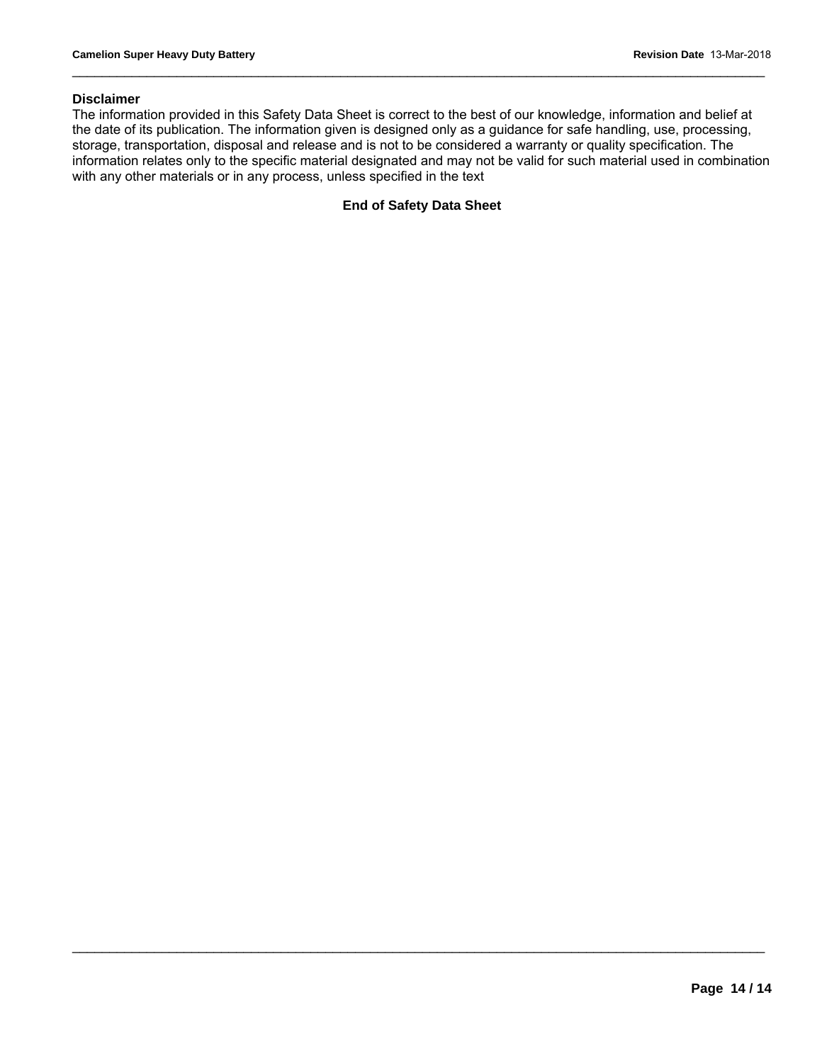### Disclaimer

The information provided in this Safety Data Sheet is correct to the best of our knowledge, information and belief at the date of its publication. The information given is designed only as a guidance for safe handling, use, processing, storage, transportation, disposal and release and is not to be considered a warranty or quality specification. The information relates only to the specific material designated and may not be valid for such material used in combination with any other materials or in any process, unless specified in the text

**End of Safety Data Sheet**